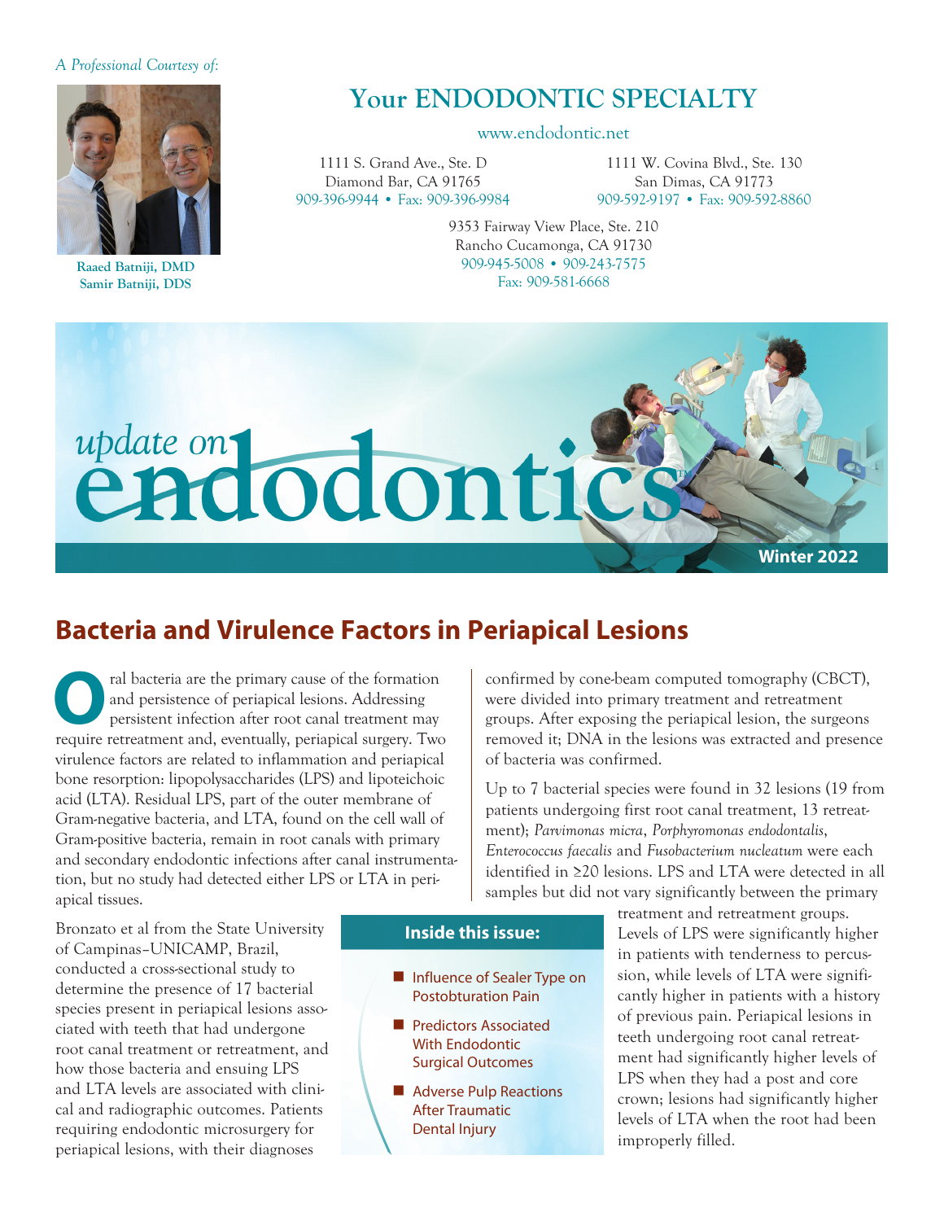*A Professional Courtesy of:*

**Raaed Batniji, DMD**
**Samir Batniji, DDS**

# Your ENDODONTIC SPECIALTY

www.endodontic.net

1111 S. Grand Ave., Ste. D
Diamond Bar, CA 91765
909-396-9944 • Fax: 909-396-9984

1111 W. Covina Blvd., Ste. 130
San Dimas, CA 91773
909-592-9197 • Fax: 909-592-8860

9353 Fairway View Place, Ste. 210
Rancho Cucamonga, CA 91730
909-945-5008 • 909-243-7575
Fax: 909-581-6668

*update on* **endodontics**™

**Winter 2022**

## Bacteria and Virulence Factors in Periapical Lesions

Oral bacteria are the primary cause of the formation and persistence of periapical lesions. Addressing persistent infection after root canal treatment may require retreatment and, eventually, periapical surgery. Two virulence factors are related to inflammation and periapical bone resorption: lipopolysaccharides (LPS) and lipoteichoic acid (LTA). Residual LPS, part of the outer membrane of Gram-negative bacteria, and LTA, found on the cell wall of Gram-positive bacteria, remain in root canals with primary and secondary endodontic infections after canal instrumentation, but no study had detected either LPS or LTA in periapical tissues.

Bronzato et al from the State University of Campinas–UNICAMP, Brazil, conducted a cross-sectional study to determine the presence of 17 bacterial species present in periapical lesions associated with teeth that had undergone root canal treatment or retreatment, and how those bacteria and ensuing LPS and LTA levels are associated with clinical and radiographic outcomes. Patients requiring endodontic microsurgery for periapical lesions, with their diagnoses confirmed by cone-beam computed tomography (CBCT), were divided into primary treatment and retreatment groups. After exposing the periapical lesion, the surgeons removed it; DNA in the lesions was extracted and presence of bacteria was confirmed.

Up to 7 bacterial species were found in 32 lesions (19 from patients undergoing first root canal treatment, 13 retreatment); *Parvimonas micra*, *Porphyromonas endodontalis*, *Enterococcus faecalis* and *Fusobacterium nucleatum* were each identified in ≥20 lesions. LPS and LTA were detected in all samples but did not vary significantly between the primary treatment and retreatment groups. Levels of LPS were significantly higher in patients with tenderness to percussion, while levels of LTA were significantly higher in patients with a history of previous pain. Periapical lesions in teeth undergoing root canal retreatment had significantly higher levels of LPS when they had a post and core crown; lesions had significantly higher levels of LTA when the root had been improperly filled.

**Inside this issue:**

- Influence of Sealer Type on Postobturation Pain
- Predictors Associated With Endodontic Surgical Outcomes
- Adverse Pulp Reactions After Traumatic Dental Injury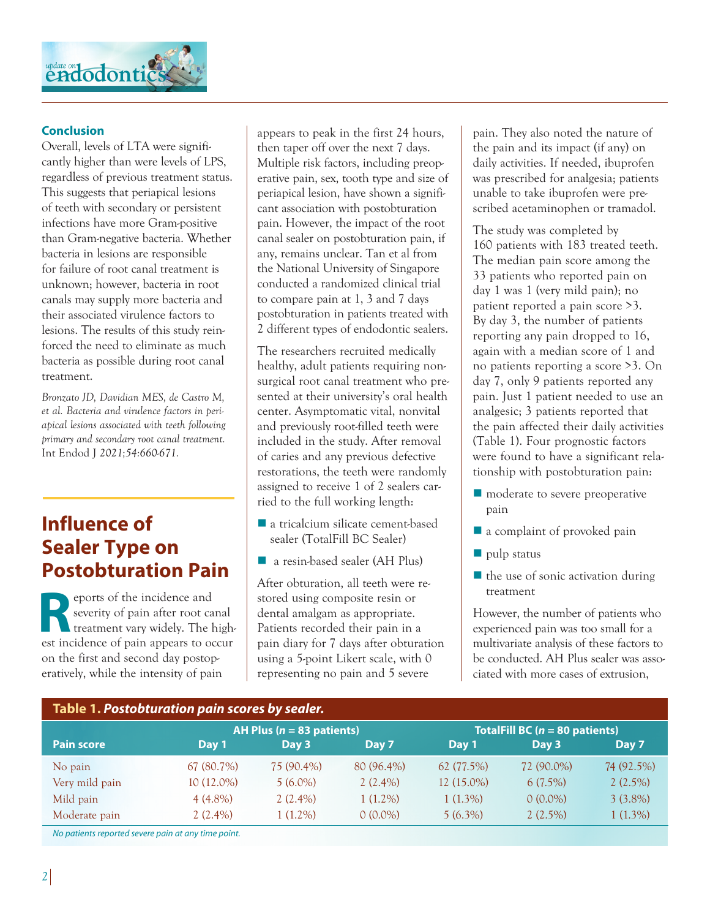## Conclusion

Overall, levels of LTA were significantly higher than were levels of LPS, regardless of previous treatment status. This suggests that periapical lesions of teeth with secondary or persistent infections have more Gram-positive than Gram-negative bacteria. Whether bacteria in lesions are responsible for failure of root canal treatment is unknown; however, bacteria in root canals may supply more bacteria and their associated virulence factors to lesions. The results of this study reinforced the need to eliminate as much bacteria as possible during root canal treatment.

*Bronzato JD, Davidian MES, de Castro M, et al. Bacteria and virulence factors in periapical lesions associated with teeth following primary and secondary root canal treatment.* Int Endod J *2021;54:660-671.*

# Influence of Sealer Type on Postobturation Pain

Reports of the incidence and severity of pain after root canal treatment vary widely. The highest incidence of pain appears to occur on the first and second day postoperatively, while the intensity of pain appears to peak in the first 24 hours, then taper off over the next 7 days. Multiple risk factors, including preoperative pain, sex, tooth type and size of periapical lesion, have shown a significant association with postobturation pain. However, the impact of the root canal sealer on postobturation pain, if any, remains unclear. Tan et al from the National University of Singapore conducted a randomized clinical trial to compare pain at 1, 3 and 7 days postobturation in patients treated with 2 different types of endodontic sealers.

The researchers recruited medically healthy, adult patients requiring nonsurgical root canal treatment who presented at their university's oral health center. Asymptomatic vital, nonvital and previously root-filled teeth were included in the study. After removal of caries and any previous defective restorations, the teeth were randomly assigned to receive 1 of 2 sealers carried to the full working length:

- a tricalcium silicate cement-based sealer (TotalFill BC Sealer)
- a resin-based sealer (AH Plus)

After obturation, all teeth were restored using composite resin or dental amalgam as appropriate. Patients recorded their pain in a pain diary for 7 days after obturation using a 5-point Likert scale, with 0 representing no pain and 5 severe pain. They also noted the nature of the pain and its impact (if any) on daily activities. If needed, ibuprofen was prescribed for analgesia; patients unable to take ibuprofen were prescribed acetaminophen or tramadol.

The study was completed by 160 patients with 183 treated teeth. The median pain score among the 33 patients who reported pain on day 1 was 1 (very mild pain); no patient reported a pain score >3. By day 3, the number of patients reporting any pain dropped to 16, again with a median score of 1 and no patients reporting a score >3. On day 7, only 9 patients reported any pain. Just 1 patient needed to use an analgesic; 3 patients reported that the pain affected their daily activities (Table 1). Four prognostic factors were found to have a significant relationship with postobturation pain:

- moderate to severe preoperative pain
- a complaint of provoked pain
- pulp status
- the use of sonic activation during treatment

However, the number of patients who experienced pain was too small for a multivariate analysis of these factors to be conducted. AH Plus sealer was associated with more cases of extrusion,

**Table 1.** ***Postobturation pain scores by sealer.***

| | AH Plus (*n* = 83 patients) | | | TotalFill BC (*n* = 80 patients) | | |
|---|---|---|---|---|---|---|
| **Pain score** | **Day 1** | **Day 3** | **Day 7** | **Day 1** | **Day 3** | **Day 7** |
| No pain | 67 (80.7%) | 75 (90.4%) | 80 (96.4%) | 62 (77.5%) | 72 (90.0%) | 74 (92.5%) |
| Very mild pain | 10 (12.0%) | 5 (6.0%) | 2 (2.4%) | 12 (15.0%) | 6 (7.5%) | 2 (2.5%) |
| Mild pain | 4 (4.8%) | 2 (2.4%) | 1 (1.2%) | 1 (1.3%) | 0 (0.0%) | 3 (3.8%) |
| Moderate pain | 2 (2.4%) | 1 (1.2%) | 0 (0.0%) | 5 (6.3%) | 2 (2.5%) | 1 (1.3%) |

*No patients reported severe pain at any time point.*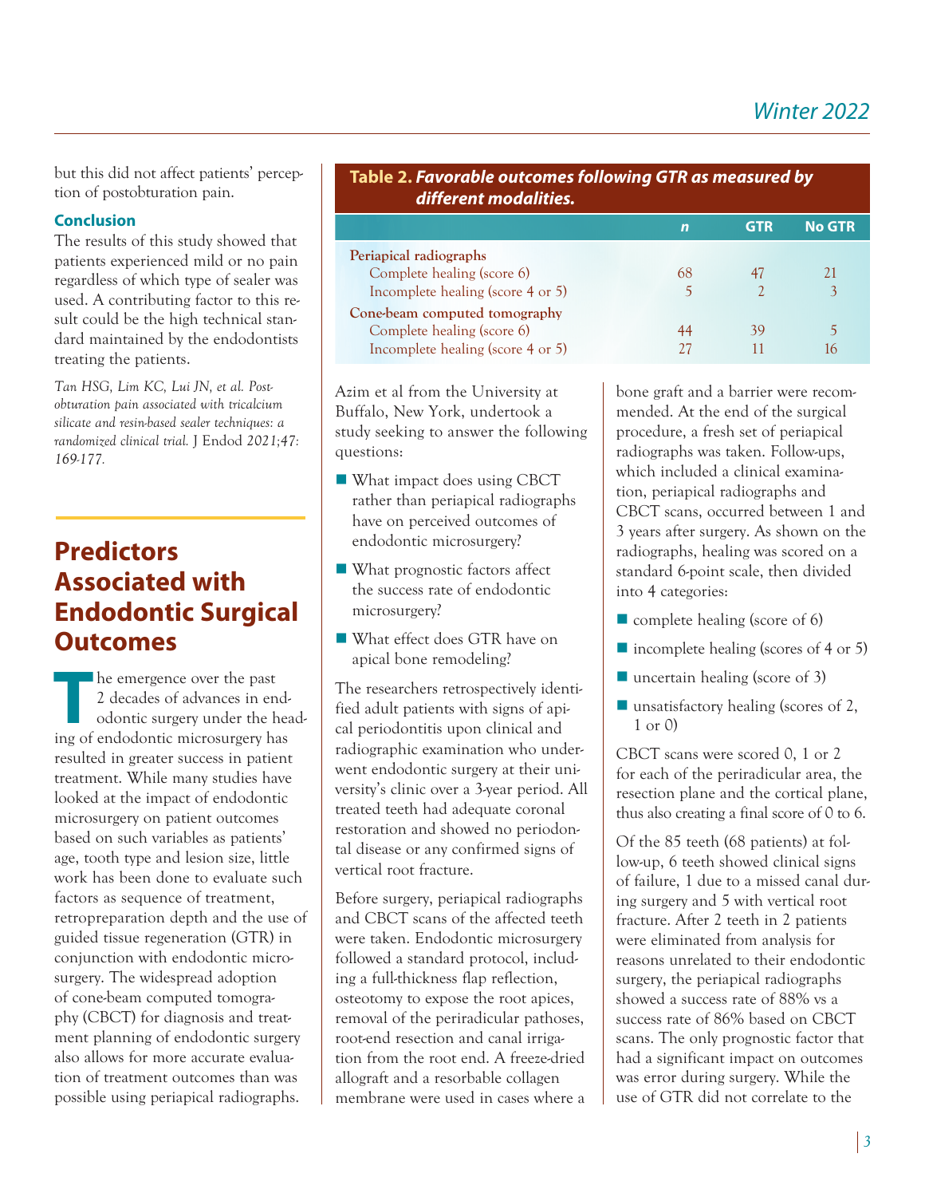but this did not affect patients' perception of postobturation pain.

### Conclusion

The results of this study showed that patients experienced mild or no pain regardless of which type of sealer was used. A contributing factor to this result could be the high technical standard maintained by the endodontists treating the patients.

*Tan HSG, Lim KC, Lui JN, et al. Post-obturation pain associated with tricalcium silicate and resin-based sealer techniques: a randomized clinical trial.* J Endod *2021;47: 169-177.*

## Predictors Associated with Endodontic Surgical Outcomes

The emergence over the past 2 decades of advances in endodontic surgery under the heading of endodontic microsurgery has resulted in greater success in patient treatment. While many studies have looked at the impact of endodontic microsurgery on patient outcomes based on such variables as patients' age, tooth type and lesion size, little work has been done to evaluate such factors as sequence of treatment, retropreparation depth and the use of guided tissue regeneration (GTR) in conjunction with endodontic microsurgery. The widespread adoption of cone-beam computed tomography (CBCT) for diagnosis and treatment planning of endodontic surgery also allows for more accurate evaluation of treatment outcomes than was possible using periapical radiographs.

**Table 2. *Favorable outcomes following GTR as measured by different modalities.***

| | *n* | GTR | No GTR |
|---|---|---|---|
| **Periapical radiographs** | | | |
| Complete healing (score 6) | 68 | 47 | 21 |
| Incomplete healing (score 4 or 5) | 5 | 2 | 3 |
| **Cone-beam computed tomography** | | | |
| Complete healing (score 6) | 44 | 39 | 5 |
| Incomplete healing (score 4 or 5) | 27 | 11 | 16 |

Azim et al from the University at Buffalo, New York, undertook a study seeking to answer the following questions:

- What impact does using CBCT rather than periapical radiographs have on perceived outcomes of endodontic microsurgery?
- What prognostic factors affect the success rate of endodontic microsurgery?
- What effect does GTR have on apical bone remodeling?

The researchers retrospectively identified adult patients with signs of apical periodontitis upon clinical and radiographic examination who underwent endodontic surgery at their university's clinic over a 3-year period. All treated teeth had adequate coronal restoration and showed no periodontal disease or any confirmed signs of vertical root fracture.

Before surgery, periapical radiographs and CBCT scans of the affected teeth were taken. Endodontic microsurgery followed a standard protocol, including a full-thickness flap reflection, osteotomy to expose the root apices, removal of the periradicular pathoses, root-end resection and canal irrigation from the root end. A freeze-dried allograft and a resorbable collagen membrane were used in cases where a bone graft and a barrier were recommended. At the end of the surgical procedure, a fresh set of periapical radiographs was taken. Follow-ups, which included a clinical examination, periapical radiographs and CBCT scans, occurred between 1 and 3 years after surgery. As shown on the radiographs, healing was scored on a standard 6-point scale, then divided into 4 categories:

- complete healing (score of 6)
- incomplete healing (scores of 4 or 5)
- uncertain healing (score of 3)
- unsatisfactory healing (scores of 2, 1 or 0)

CBCT scans were scored 0, 1 or 2 for each of the periradicular area, the resection plane and the cortical plane, thus also creating a final score of 0 to 6.

Of the 85 teeth (68 patients) at follow-up, 6 teeth showed clinical signs of failure, 1 due to a missed canal during surgery and 5 with vertical root fracture. After 2 teeth in 2 patients were eliminated from analysis for reasons unrelated to their endodontic surgery, the periapical radiographs showed a success rate of 88% vs a success rate of 86% based on CBCT scans. The only prognostic factor that had a significant impact on outcomes was error during surgery. While the use of GTR did not correlate to the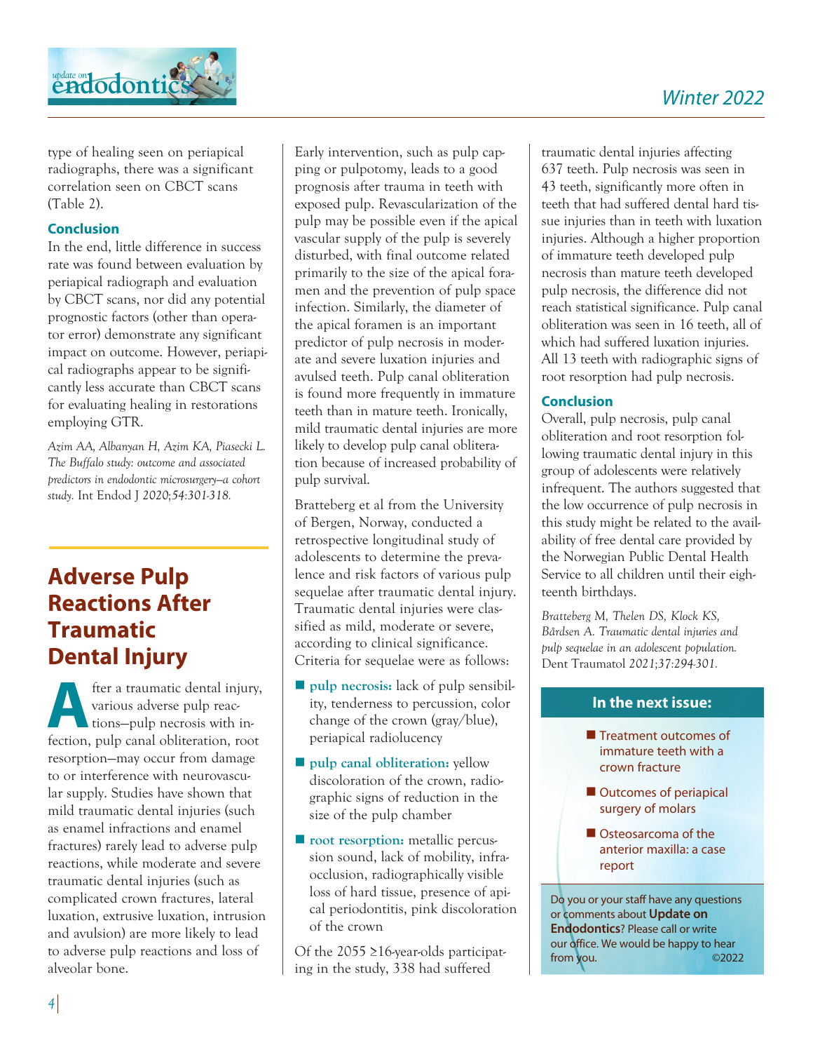type of healing seen on periapical radiographs, there was a significant correlation seen on CBCT scans (Table 2).

### Conclusion

In the end, little difference in success rate was found between evaluation by periapical radiograph and evaluation by CBCT scans, nor did any potential prognostic factors (other than operator error) demonstrate any significant impact on outcome. However, periapical radiographs appear to be significantly less accurate than CBCT scans for evaluating healing in restorations employing GTR.

*Azim AA, Albanyan H, Azim KA, Piasecki L. The Buffalo study: outcome and associated predictors in endodontic microsurgery—a cohort study.* Int Endod J *2020;54:301-318.*

## Adverse Pulp Reactions After Traumatic Dental Injury

After a traumatic dental injury, various adverse pulp reactions—pulp necrosis with infection, pulp canal obliteration, root resorption—may occur from damage to or interference with neurovascular supply. Studies have shown that mild traumatic dental injuries (such as enamel infractions and enamel fractures) rarely lead to adverse pulp reactions, while moderate and severe traumatic dental injuries (such as complicated crown fractures, lateral luxation, extrusive luxation, intrusion and avulsion) are more likely to lead to adverse pulp reactions and loss of alveolar bone.

Early intervention, such as pulp capping or pulpotomy, leads to a good prognosis after trauma in teeth with exposed pulp. Revascularization of the pulp may be possible even if the apical vascular supply of the pulp is severely disturbed, with final outcome related primarily to the size of the apical foramen and the prevention of pulp space infection. Similarly, the diameter of the apical foramen is an important predictor of pulp necrosis in moderate and severe luxation injuries and avulsed teeth. Pulp canal obliteration is found more frequently in immature teeth than in mature teeth. Ironically, mild traumatic dental injuries are more likely to develop pulp canal obliteration because of increased probability of pulp survival.

Bratteberg et al from the University of Bergen, Norway, conducted a retrospective longitudinal study of adolescents to determine the prevalence and risk factors of various pulp sequelae after traumatic dental injury. Traumatic dental injuries were classified as mild, moderate or severe, according to clinical significance. Criteria for sequelae were as follows:

- **pulp necrosis:** lack of pulp sensibility, tenderness to percussion, color change of the crown (gray/blue), periapical radiolucency
- **pulp canal obliteration:** yellow discoloration of the crown, radiographic signs of reduction in the size of the pulp chamber
- **root resorption:** metallic percussion sound, lack of mobility, infraocclusion, radiographically visible loss of hard tissue, presence of apical periodontitis, pink discoloration of the crown

Of the 2055 ≥16-year-olds participating in the study, 338 had suffered traumatic dental injuries affecting 637 teeth. Pulp necrosis was seen in 43 teeth, significantly more often in teeth that had suffered dental hard tissue injuries than in teeth with luxation injuries. Although a higher proportion of immature teeth developed pulp necrosis than mature teeth developed pulp necrosis, the difference did not reach statistical significance. Pulp canal obliteration was seen in 16 teeth, all of which had suffered luxation injuries. All 13 teeth with radiographic signs of root resorption had pulp necrosis.

### Conclusion

Overall, pulp necrosis, pulp canal obliteration and root resorption following traumatic dental injury in this group of adolescents were relatively infrequent. The authors suggested that the low occurrence of pulp necrosis in this study might be related to the availability of free dental care provided by the Norwegian Public Dental Health Service to all children until their eighteenth birthdays.

*Bratteberg M, Thelen DS, Klock KS, Bårdsen A. Traumatic dental injuries and pulp sequelae in an adolescent population.* Dent Traumatol *2021;37:294-301.*

### In the next issue:

- Treatment outcomes of immature teeth with a crown fracture
- Outcomes of periapical surgery of molars
- Osteosarcoma of the anterior maxilla: a case report

Do you or your staff have any questions or comments about **Update on Endodontics**? Please call or write our office. We would be happy to hear from you. ©2022